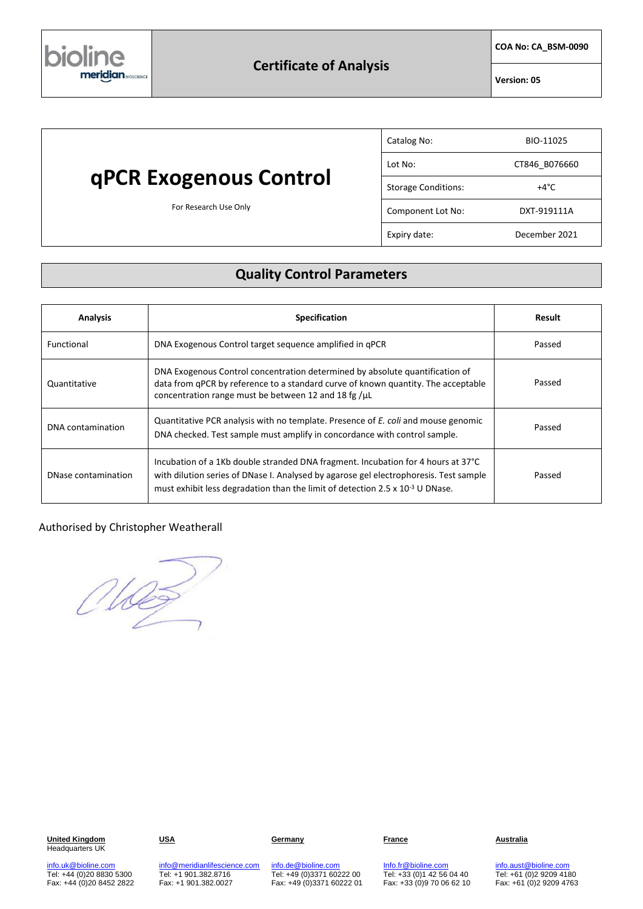# Certificate of Analysis

**COA No: CA_BSM-0090**

**Version: 05**

# qPCR Exogenous Control

For Research Use Only

| Catalog No: | BIO-11025 |
|---|---|
| Lot No: | CT846_B076660 |
| Storage Conditions: | +4°C |
| Component Lot No: | DXT-919111A |
| Expiry date: | December 2021 |

## Quality Control Parameters

| Analysis | Specification | Result |
|---|---|---|
| Functional | DNA Exogenous Control target sequence amplified in qPCR | Passed |
| Quantitative | DNA Exogenous Control concentration determined by absolute quantification of data from qPCR by reference to a standard curve of known quantity. The acceptable concentration range must be between 12 and 18 fg /µL | Passed |
| DNA contamination | Quantitative PCR analysis with no template. Presence of *E. coli* and mouse genomic DNA checked. Test sample must amplify in concordance with control sample. | Passed |
| DNase contamination | Incubation of a 1Kb double stranded DNA fragment. Incubation for 4 hours at 37°C with dilution series of DNase I. Analysed by agarose gel electrophoresis. Test sample must exhibit less degradation than the limit of detection $2.5 \times 10^{-3}$ U DNase. | Passed |

Authorised by Christopher Weatherall

**United Kingdom**
Headquarters UK
info.uk@bioline.com
Tel: +44 (0)20 8830 5300
Fax: +44 (0)20 8452 2822

**USA**
info@meridianlifescience.com
Tel: +1 901.382.8716
Fax: +1 901.382.0027

**Germany**
info.de@bioline.com
Tel: +49 (0)3371 60222 00
Fax: +49 (0)3371 60222 01

**France**
Info.fr@bioline.com
Tel: +33 (0)1 42 56 04 40
Fax: +33 (0)9 70 06 62 10

**Australia**
info.aust@bioline.com
Tel: +61 (0)2 9209 4180
Fax: +61 (0)2 9209 4763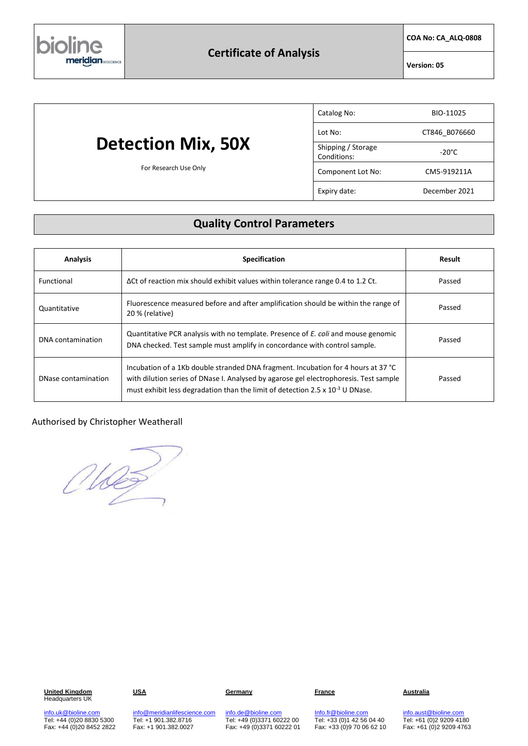bioline meridian BIOSCIENCE

## Certificate of Analysis

**COA No: CA_ALQ-0808**

**Version: 05**

# Detection Mix, 50X

For Research Use Only

| | |
|---|---|
| Catalog No: | BIO-11025 |
| Lot No: | CT846_B076660 |
| Shipping / Storage Conditions: | -20°C |
| Component Lot No: | CM5-919211A |
| Expiry date: | December 2021 |

## Quality Control Parameters

| Analysis | Specification | Result |
|---|---|---|
| Functional | ΔCt of reaction mix should exhibit values within tolerance range 0.4 to 1.2 Ct. | Passed |
| Quantitative | Fluorescence measured before and after amplification should be within the range of 20 % (relative) | Passed |
| DNA contamination | Quantitative PCR analysis with no template. Presence of *E. coli* and mouse genomic DNA checked. Test sample must amplify in concordance with control sample. | Passed |
| DNase contamination | Incubation of a 1Kb double stranded DNA fragment. Incubation for 4 hours at 37 °C with dilution series of DNase I. Analysed by agarose gel electrophoresis. Test sample must exhibit less degradation than the limit of detection $2.5 \times 10^{-3}$ U DNase. | Passed |

Authorised by Christopher Weatherall

**United Kingdom**
Headquarters UK
info.uk@bioline.com
Tel: +44 (0)20 8830 5300
Fax: +44 (0)20 8452 2822

**USA**
info@meridianlifescience.com
Tel: +1 901.382.8716
Fax: +1 901.382.0027

**Germany**
info.de@bioline.com
Tel: +49 (0)3371 60222 00
Fax: +49 (0)3371 60222 01

**France**
Info.fr@bioline.com
Tel: +33 (0)1 42 56 04 40
Fax: +33 (0)9 70 06 62 10

**Australia**
info.aust@bioline.com
Tel: +61 (0)2 9209 4180
Fax: +61 (0)2 9209 4763